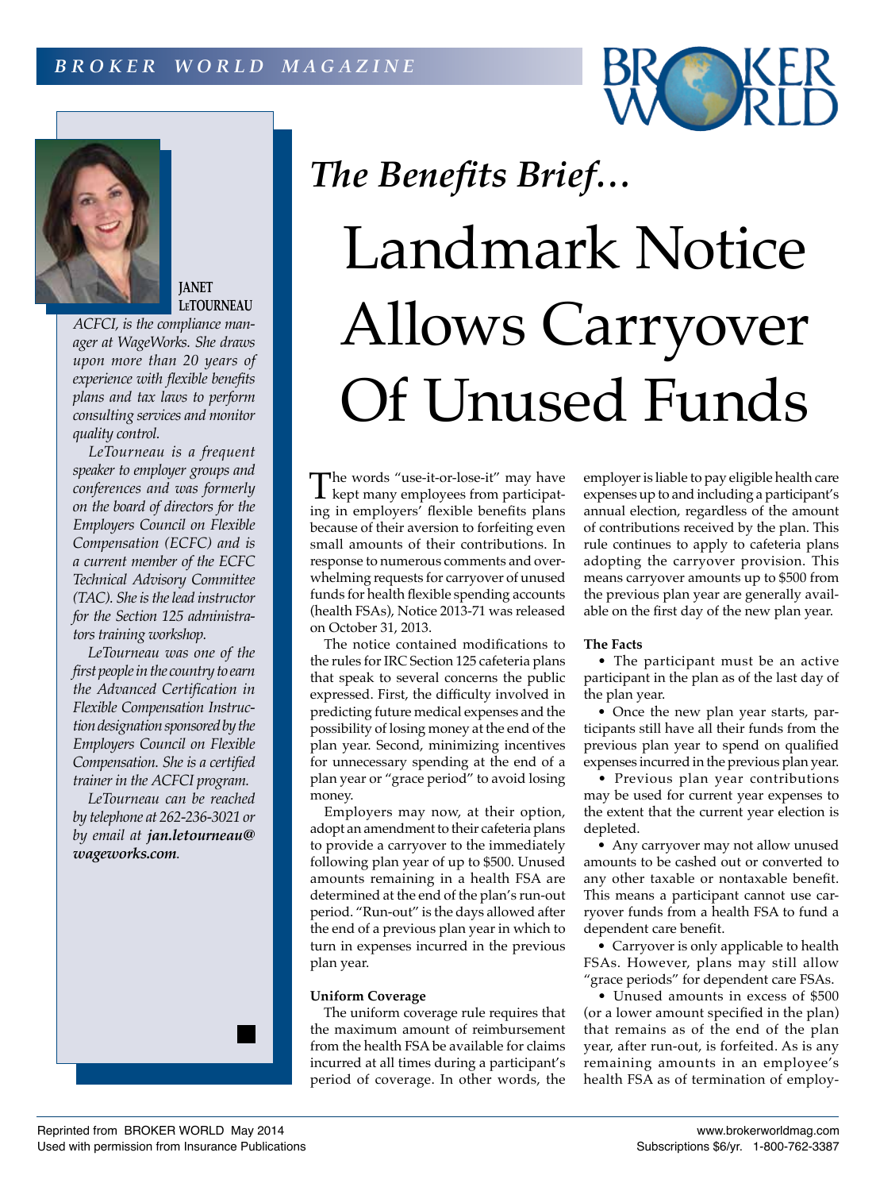*The Benefits Brief…*

# Landmark Notice Allows Carryover Of Unused Funds

**JANET LeTOURNEAU**

*ACFCI, is the compliance manager at WageWorks. She draws upon more than 20 years of experience with flexible benefits plans and tax laws to perform consulting services and monitor quality control.*

*LeTourneau is a frequent speaker to employer groups and conferences and was formerly on the board of directors for the Employers Council on Flexible Compensation (ECFC) and is a current member of the ECFC Technical Advisory Committee (TAC). She is the lead instructor for the Section 125 administrators training workshop.*

*LeTourneau was one of the first people in the country to earn the Advanced Certification in Flexible Compensation Instruction designation sponsored by the Employers Council on Flexible Compensation. She is a certified trainer in the ACFCI program.*

*LeTourneau can be reached by telephone at 262-236-3021 or by email at **jan.letourneau@wageworks.com**.*

The words "use-it-or-lose-it" may have kept many employees from participating in employers' flexible benefits plans because of their aversion to forfeiting even small amounts of their contributions. In response to numerous comments and overwhelming requests for carryover of unused funds for health flexible spending accounts (health FSAs), Notice 2013-71 was released on October 31, 2013.

The notice contained modifications to the rules for IRC Section 125 cafeteria plans that speak to several concerns the public expressed. First, the difficulty involved in predicting future medical expenses and the possibility of losing money at the end of the plan year. Second, minimizing incentives for unnecessary spending at the end of a plan year or "grace period" to avoid losing money.

Employers may now, at their option, adopt an amendment to their cafeteria plans to provide a carryover to the immediately following plan year of up to $500. Unused amounts remaining in a health FSA are determined at the end of the plan's run-out period. "Run-out" is the days allowed after the end of a previous plan year in which to turn in expenses incurred in the previous plan year.

**Uniform Coverage**

The uniform coverage rule requires that the maximum amount of reimbursement from the health FSA be available for claims incurred at all times during a participant's period of coverage. In other words, the employer is liable to pay eligible health care expenses up to and including a participant's annual election, regardless of the amount of contributions received by the plan. This rule continues to apply to cafeteria plans adopting the carryover provision. This means carryover amounts up to $500 from the previous plan year are generally available on the first day of the new plan year.

**The Facts**

- The participant must be an active participant in the plan as of the last day of the plan year.
- Once the new plan year starts, participants still have all their funds from the previous plan year to spend on qualified expenses incurred in the previous plan year.
- Previous plan year contributions may be used for current year expenses to the extent that the current year election is depleted.
- Any carryover may not allow unused amounts to be cashed out or converted to any other taxable or nontaxable benefit. This means a participant cannot use carryover funds from a health FSA to fund a dependent care benefit.
- Carryover is only applicable to health FSAs. However, plans may still allow "grace periods" for dependent care FSAs.
- Unused amounts in excess of $500 (or a lower amount specified in the plan) that remains as of the end of the plan year, after run-out, is forfeited. As is any remaining amounts in an employee's health FSA as of termination of employ-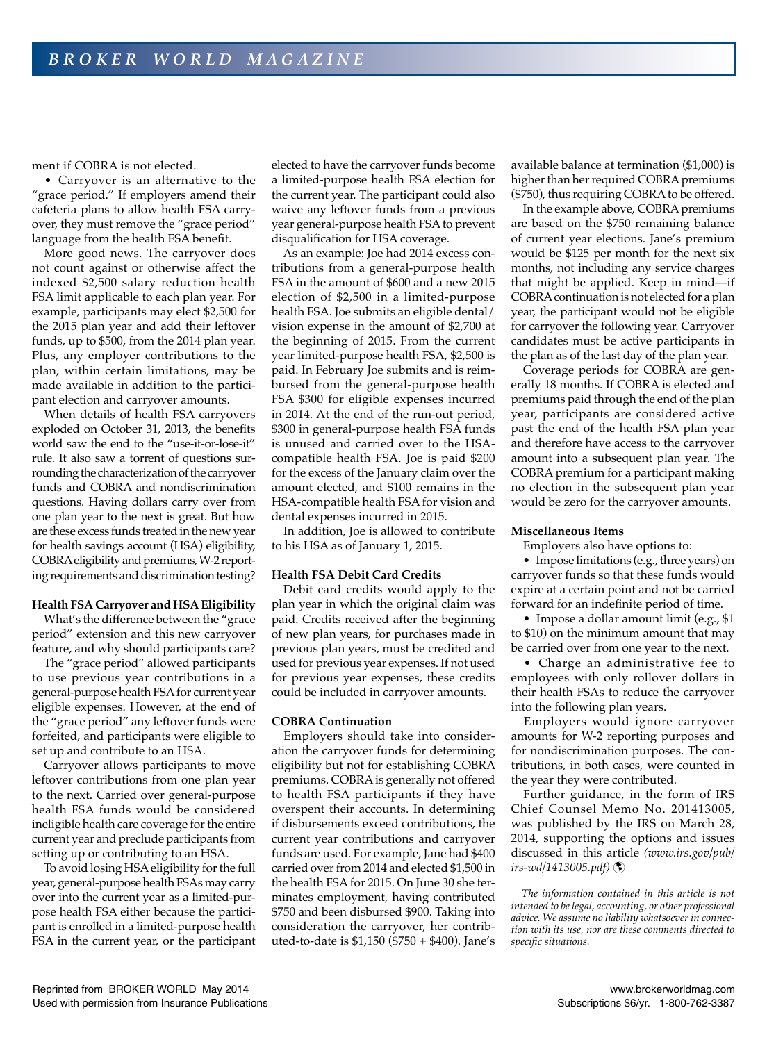ment if COBRA is not elected.

• Carryover is an alternative to the "grace period." If employers amend their cafeteria plans to allow health FSA carryover, they must remove the "grace period" language from the health FSA benefit.

More good news. The carryover does not count against or otherwise affect the indexed $2,500 salary reduction health FSA limit applicable to each plan year. For example, participants may elect $2,500 for the 2015 plan year and add their leftover funds, up to $500, from the 2014 plan year. Plus, any employer contributions to the plan, within certain limitations, may be made available in addition to the participant election and carryover amounts.

When details of health FSA carryovers exploded on October 31, 2013, the benefits world saw the end to the "use-it-or-lose-it" rule. It also saw a torrent of questions surrounding the characterization of the carryover funds and COBRA and nondiscrimination questions. Having dollars carry over from one plan year to the next is great. But how are these excess funds treated in the new year for health savings account (HSA) eligibility, COBRA eligibility and premiums, W-2 reporting requirements and discrimination testing?

**Health FSA Carryover and HSA Eligibility**

What's the difference between the "grace period" extension and this new carryover feature, and why should participants care?

The "grace period" allowed participants to use previous year contributions in a general-purpose health FSA for current year eligible expenses. However, at the end of the "grace period" any leftover funds were forfeited, and participants were eligible to set up and contribute to an HSA.

Carryover allows participants to move leftover contributions from one plan year to the next. Carried over general-purpose health FSA funds would be considered ineligible health care coverage for the entire current year and preclude participants from setting up or contributing to an HSA.

To avoid losing HSA eligibility for the full year, general-purpose health FSAs may carry over into the current year as a limited-purpose health FSA either because the participant is enrolled in a limited-purpose health FSA in the current year, or the participant elected to have the carryover funds become a limited-purpose health FSA election for the current year. The participant could also waive any leftover funds from a previous year general-purpose health FSA to prevent disqualification for HSA coverage.

As an example: Joe had 2014 excess contributions from a general-purpose health FSA in the amount of $600 and a new 2015 election of $2,500 in a limited-purpose health FSA. Joe submits an eligible dental/vision expense in the amount of $2,700 at the beginning of 2015. From the current year limited-purpose health FSA, $2,500 is paid. In February Joe submits and is reimbursed from the general-purpose health FSA $300 for eligible expenses incurred in 2014. At the end of the run-out period, $300 in general-purpose health FSA funds is unused and carried over to the HSA-compatible health FSA. Joe is paid $200 for the excess of the January claim over the amount elected, and $100 remains in the HSA-compatible health FSA for vision and dental expenses incurred in 2015.

In addition, Joe is allowed to contribute to his HSA as of January 1, 2015.

**Health FSA Debit Card Credits**

Debit card credits would apply to the plan year in which the original claim was paid. Credits received after the beginning of new plan years, for purchases made in previous plan years, must be credited and used for previous year expenses. If not used for previous year expenses, these credits could be included in carryover amounts.

**COBRA Continuation**

Employers should take into consideration the carryover funds for determining eligibility but not for establishing COBRA premiums. COBRA is generally not offered to health FSA participants if they have overspent their accounts. In determining if disbursements exceed contributions, the current year contributions and carryover funds are used. For example, Jane had $400 carried over from 2014 and elected $1,500 in the health FSA for 2015. On June 30 she terminates employment, having contributed $750 and been disbursed $900. Taking into consideration the carryover, her contributed-to-date is $1,150 ($750 + $400). Jane's available balance at termination ($1,000) is higher than her required COBRA premiums ($750), thus requiring COBRA to be offered.

In the example above, COBRA premiums are based on the $750 remaining balance of current year elections. Jane's premium would be $125 per month for the next six months, not including any service charges that might be applied. Keep in mind—if COBRA continuation is not elected for a plan year, the participant would not be eligible for carryover the following year. Carryover candidates must be active participants in the plan as of the last day of the plan year.

Coverage periods for COBRA are generally 18 months. If COBRA is elected and premiums paid through the end of the plan year, participants are considered active past the end of the health FSA plan year and therefore have access to the carryover amount into a subsequent plan year. The COBRA premium for a participant making no election in the subsequent plan year would be zero for the carryover amounts.

**Miscellaneous Items**

Employers also have options to:

• Impose limitations (e.g., three years) on carryover funds so that these funds would expire at a certain point and not be carried forward for an indefinite period of time.

• Impose a dollar amount limit (e.g., $1 to $10) on the minimum amount that may be carried over from one year to the next.

• Charge an administrative fee to employees with only rollover dollars in their health FSAs to reduce the carryover into the following plan years.

Employers would ignore carryover amounts for W-2 reporting purposes and for nondiscrimination purposes. The contributions, in both cases, were counted in the year they were contributed.

Further guidance, in the form of IRS Chief Counsel Memo No. 201413005, was published by the IRS on March 28, 2014, supporting the options and issues discussed in this article *(www.irs.gov/pub/irs-wd/1413005.pdf)*

*The information contained in this article is not intended to be legal, accounting, or other professional advice. We assume no liability whatsoever in connection with its use, nor are these comments directed to specific situations.*

Reprinted from BROKER WORLD May 2014
Used with permission from Insurance Publications

www.brokerworldmag.com
Subscriptions $6/yr. 1-800-762-3387